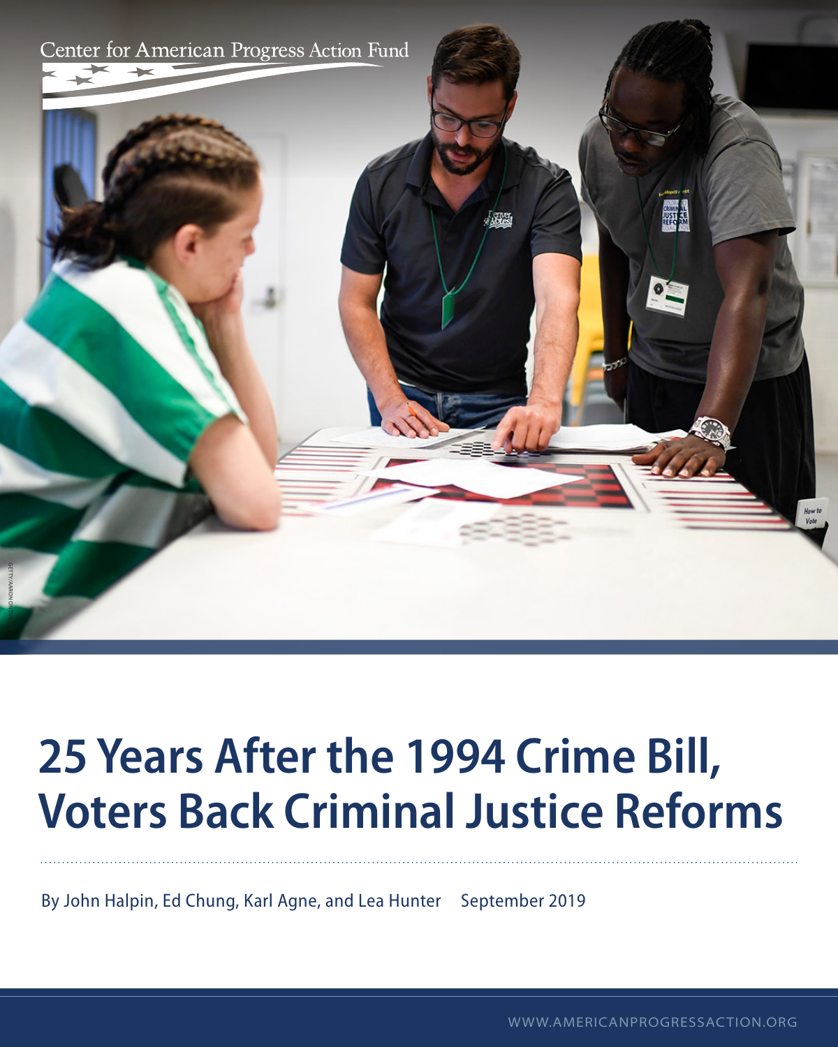Center for American Progress Action Fund

# 25 Years After the 1994 Crime Bill, Voters Back Criminal Justice Reforms

By John Halpin, Ed Chung, Karl Agne, and Lea Hunter September 2019

WWW.AMERICANPROGRESSACTION.ORG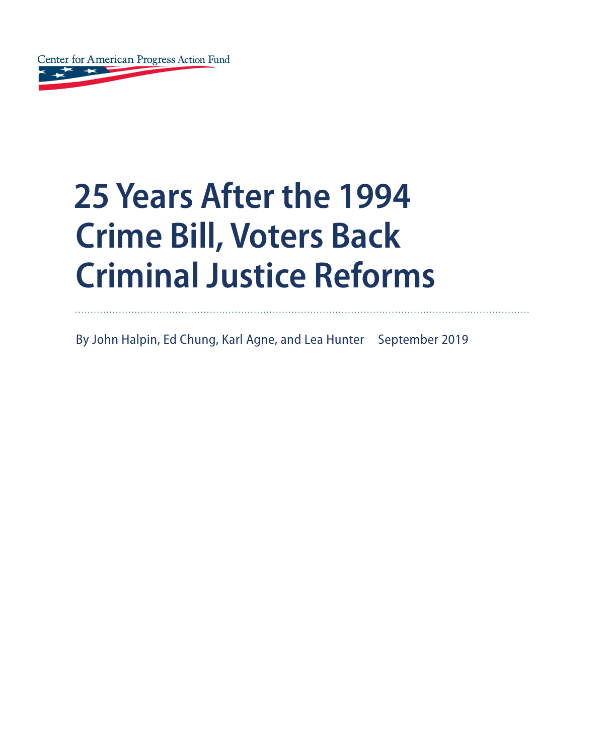Center for American Progress Action Fund

# 25 Years After the 1994 Crime Bill, Voters Back Criminal Justice Reforms

By John Halpin, Ed Chung, Karl Agne, and Lea Hunter September 2019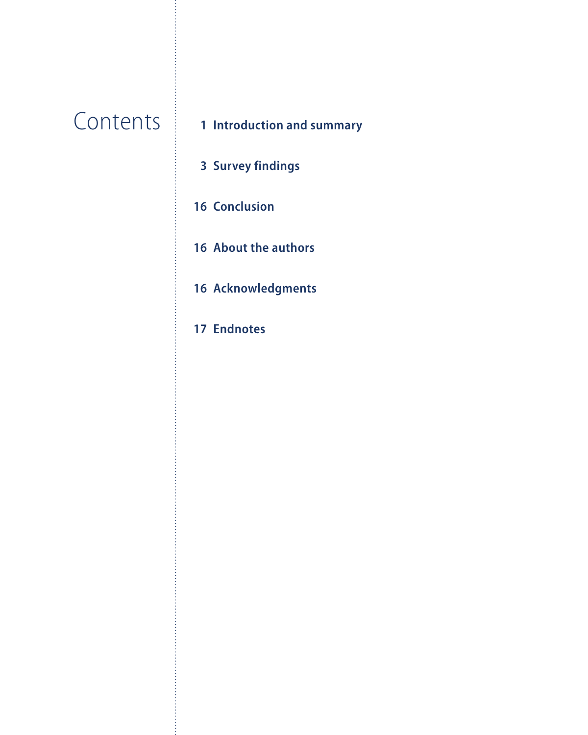# Contents

1 Introduction and summary

3 Survey findings

16 Conclusion

16 About the authors

16 Acknowledgments

17 Endnotes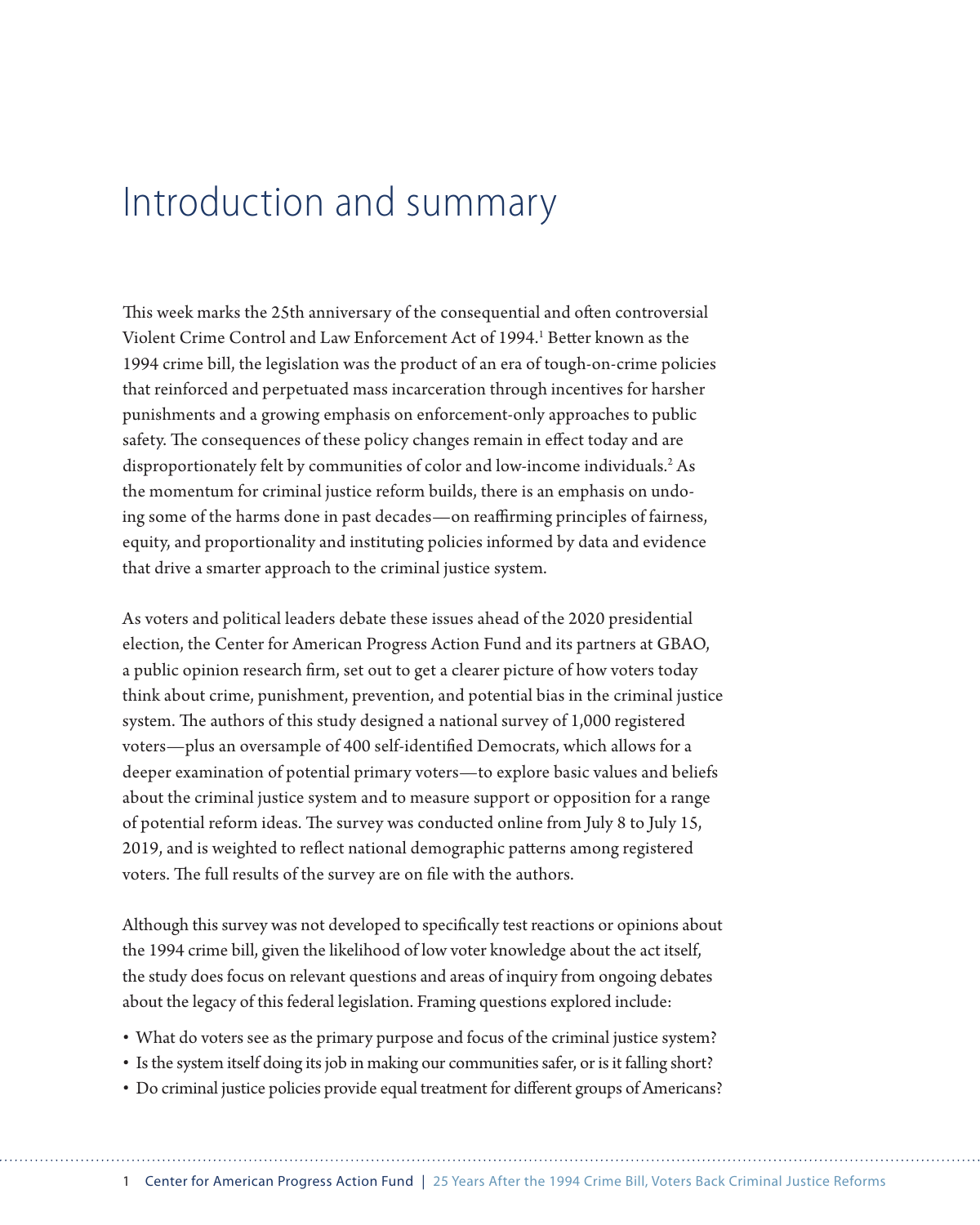# Introduction and summary

This week marks the 25th anniversary of the consequential and often controversial Violent Crime Control and Law Enforcement Act of 1994.[1] Better known as the 1994 crime bill, the legislation was the product of an era of tough-on-crime policies that reinforced and perpetuated mass incarceration through incentives for harsher punishments and a growing emphasis on enforcement-only approaches to public safety. The consequences of these policy changes remain in effect today and are disproportionately felt by communities of color and low-income individuals.[2] As the momentum for criminal justice reform builds, there is an emphasis on undoing some of the harms done in past decades—on reaffirming principles of fairness, equity, and proportionality and instituting policies informed by data and evidence that drive a smarter approach to the criminal justice system.

As voters and political leaders debate these issues ahead of the 2020 presidential election, the Center for American Progress Action Fund and its partners at GBAO, a public opinion research firm, set out to get a clearer picture of how voters today think about crime, punishment, prevention, and potential bias in the criminal justice system. The authors of this study designed a national survey of 1,000 registered voters—plus an oversample of 400 self-identified Democrats, which allows for a deeper examination of potential primary voters—to explore basic values and beliefs about the criminal justice system and to measure support or opposition for a range of potential reform ideas. The survey was conducted online from July 8 to July 15, 2019, and is weighted to reflect national demographic patterns among registered voters. The full results of the survey are on file with the authors.

Although this survey was not developed to specifically test reactions or opinions about the 1994 crime bill, given the likelihood of low voter knowledge about the act itself, the study does focus on relevant questions and areas of inquiry from ongoing debates about the legacy of this federal legislation. Framing questions explored include:

- What do voters see as the primary purpose and focus of the criminal justice system?
- Is the system itself doing its job in making our communities safer, or is it falling short?
- Do criminal justice policies provide equal treatment for different groups of Americans?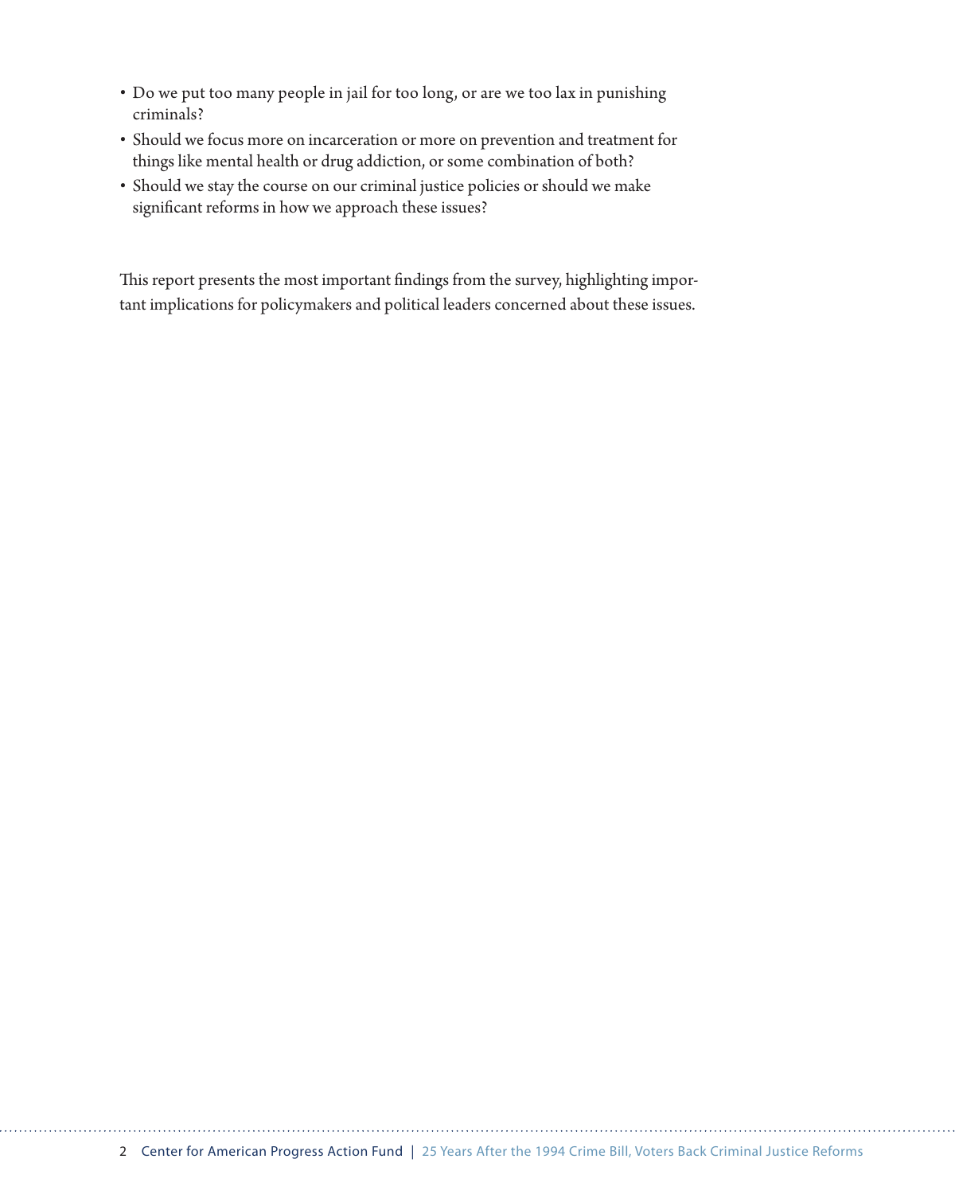- Do we put too many people in jail for too long, or are we too lax in punishing criminals?
- Should we focus more on incarceration or more on prevention and treatment for things like mental health or drug addiction, or some combination of both?
- Should we stay the course on our criminal justice policies or should we make significant reforms in how we approach these issues?

This report presents the most important findings from the survey, highlighting important implications for policymakers and political leaders concerned about these issues.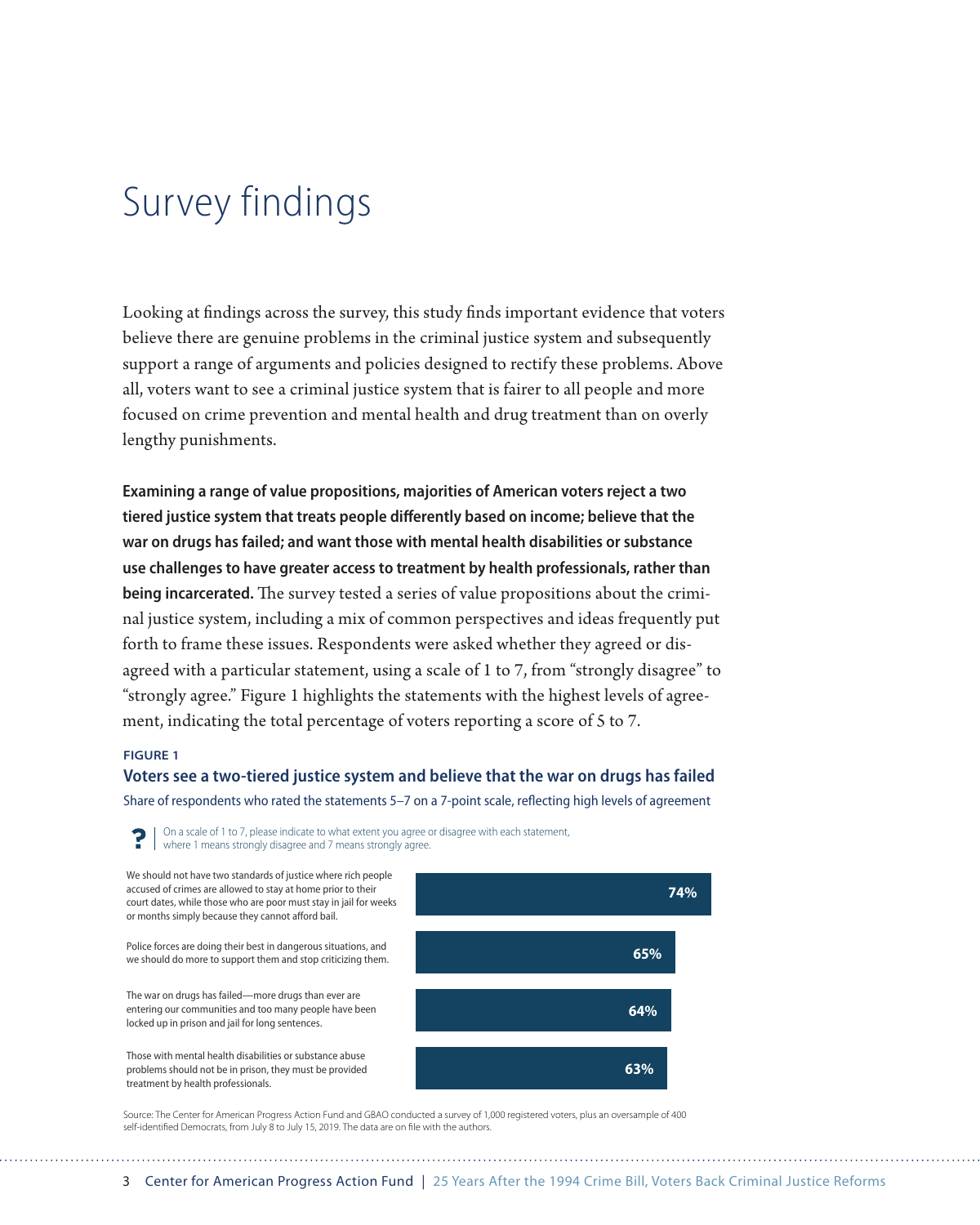# Survey findings

Looking at findings across the survey, this study finds important evidence that voters believe there are genuine problems in the criminal justice system and subsequently support a range of arguments and policies designed to rectify these problems. Above all, voters want to see a criminal justice system that is fairer to all people and more focused on crime prevention and mental health and drug treatment than on overly lengthy punishments.

**Examining a range of value propositions, majorities of American voters reject a two tiered justice system that treats people differently based on income; believe that the war on drugs has failed; and want those with mental health disabilities or substance use challenges to have greater access to treatment by health professionals, rather than being incarcerated.** The survey tested a series of value propositions about the criminal justice system, including a mix of common perspectives and ideas frequently put forth to frame these issues. Respondents were asked whether they agreed or disagreed with a particular statement, using a scale of 1 to 7, from "strongly disagree" to "strongly agree." Figure 1 highlights the statements with the highest levels of agreement, indicating the total percentage of voters reporting a score of 5 to 7.

FIGURE 1

**Voters see a two-tiered justice system and believe that the war on drugs has failed**

Share of respondents who rated the statements 5–7 on a 7-point scale, reflecting high levels of agreement

? On a scale of 1 to 7, please indicate to what extent you agree or disagree with each statement, where 1 means strongly disagree and 7 means strongly agree.

| Statement | Share |
|---|---|
| We should not have two standards of justice where rich people accused of crimes are allowed to stay at home prior to their court dates, while those who are poor must stay in jail for weeks or months simply because they cannot afford bail. | 74% |
| Police forces are doing their best in dangerous situations, and we should do more to support them and stop criticizing them. | 65% |
| The war on drugs has failed—more drugs than ever are entering our communities and too many people have been locked up in prison and jail for long sentences. | 64% |
| Those with mental health disabilities or substance abuse problems should not be in prison, they must be provided treatment by health professionals. | 63% |

Source: The Center for American Progress Action Fund and GBAO conducted a survey of 1,000 registered voters, plus an oversample of 400 self-identified Democrats, from July 8 to July 15, 2019. The data are on file with the authors.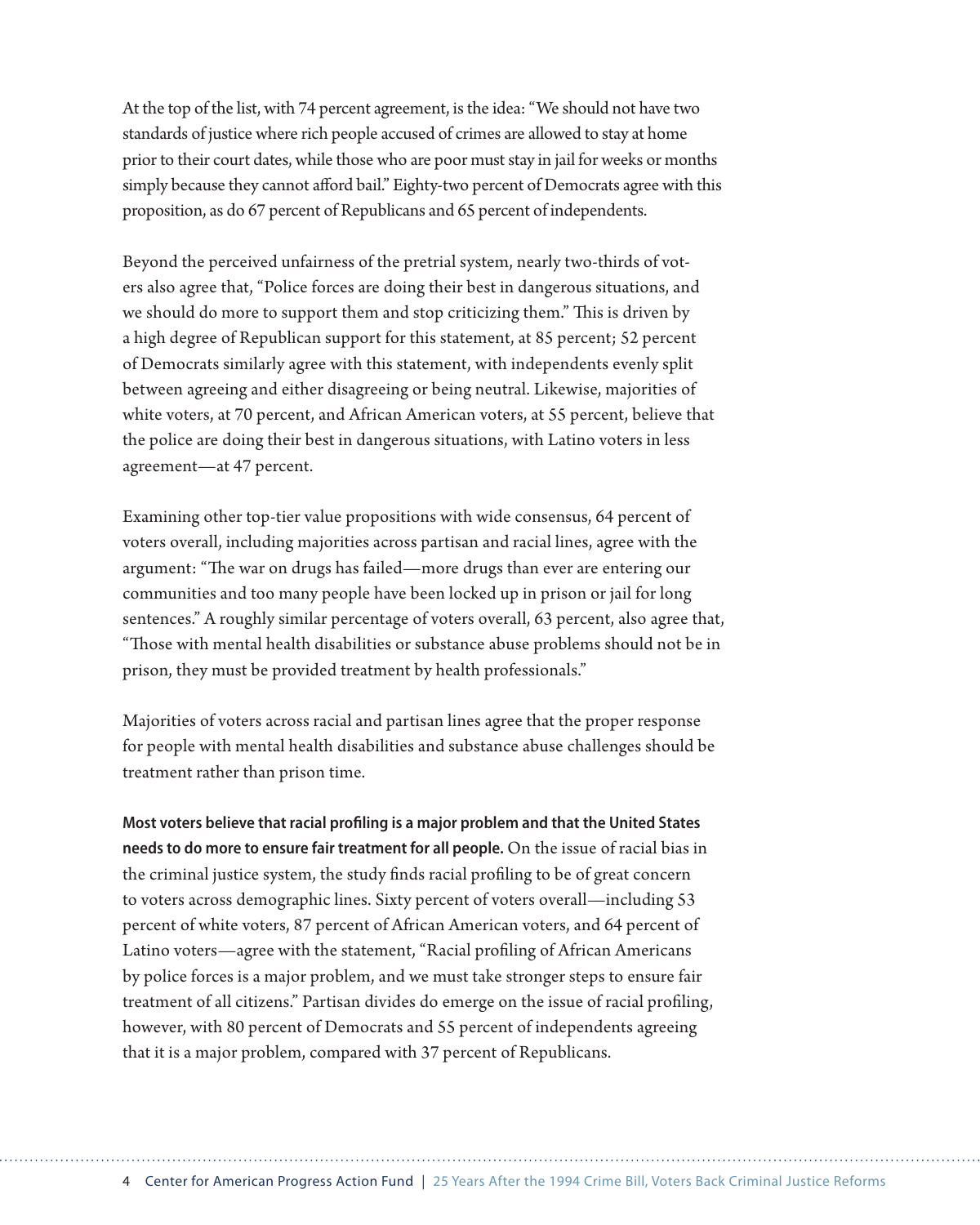At the top of the list, with 74 percent agreement, is the idea: "We should not have two standards of justice where rich people accused of crimes are allowed to stay at home prior to their court dates, while those who are poor must stay in jail for weeks or months simply because they cannot afford bail." Eighty-two percent of Democrats agree with this proposition, as do 67 percent of Republicans and 65 percent of independents.

Beyond the perceived unfairness of the pretrial system, nearly two-thirds of voters also agree that, "Police forces are doing their best in dangerous situations, and we should do more to support them and stop criticizing them." This is driven by a high degree of Republican support for this statement, at 85 percent; 52 percent of Democrats similarly agree with this statement, with independents evenly split between agreeing and either disagreeing or being neutral. Likewise, majorities of white voters, at 70 percent, and African American voters, at 55 percent, believe that the police are doing their best in dangerous situations, with Latino voters in less agreement—at 47 percent.

Examining other top-tier value propositions with wide consensus, 64 percent of voters overall, including majorities across partisan and racial lines, agree with the argument: "The war on drugs has failed—more drugs than ever are entering our communities and too many people have been locked up in prison or jail for long sentences." A roughly similar percentage of voters overall, 63 percent, also agree that, "Those with mental health disabilities or substance abuse problems should not be in prison, they must be provided treatment by health professionals."

Majorities of voters across racial and partisan lines agree that the proper response for people with mental health disabilities and substance abuse challenges should be treatment rather than prison time.

**Most voters believe that racial profiling is a major problem and that the United States needs to do more to ensure fair treatment for all people.** On the issue of racial bias in the criminal justice system, the study finds racial profiling to be of great concern to voters across demographic lines. Sixty percent of voters overall—including 53 percent of white voters, 87 percent of African American voters, and 64 percent of Latino voters—agree with the statement, "Racial profiling of African Americans by police forces is a major problem, and we must take stronger steps to ensure fair treatment of all citizens." Partisan divides do emerge on the issue of racial profiling, however, with 80 percent of Democrats and 55 percent of independents agreeing that it is a major problem, compared with 37 percent of Republicans.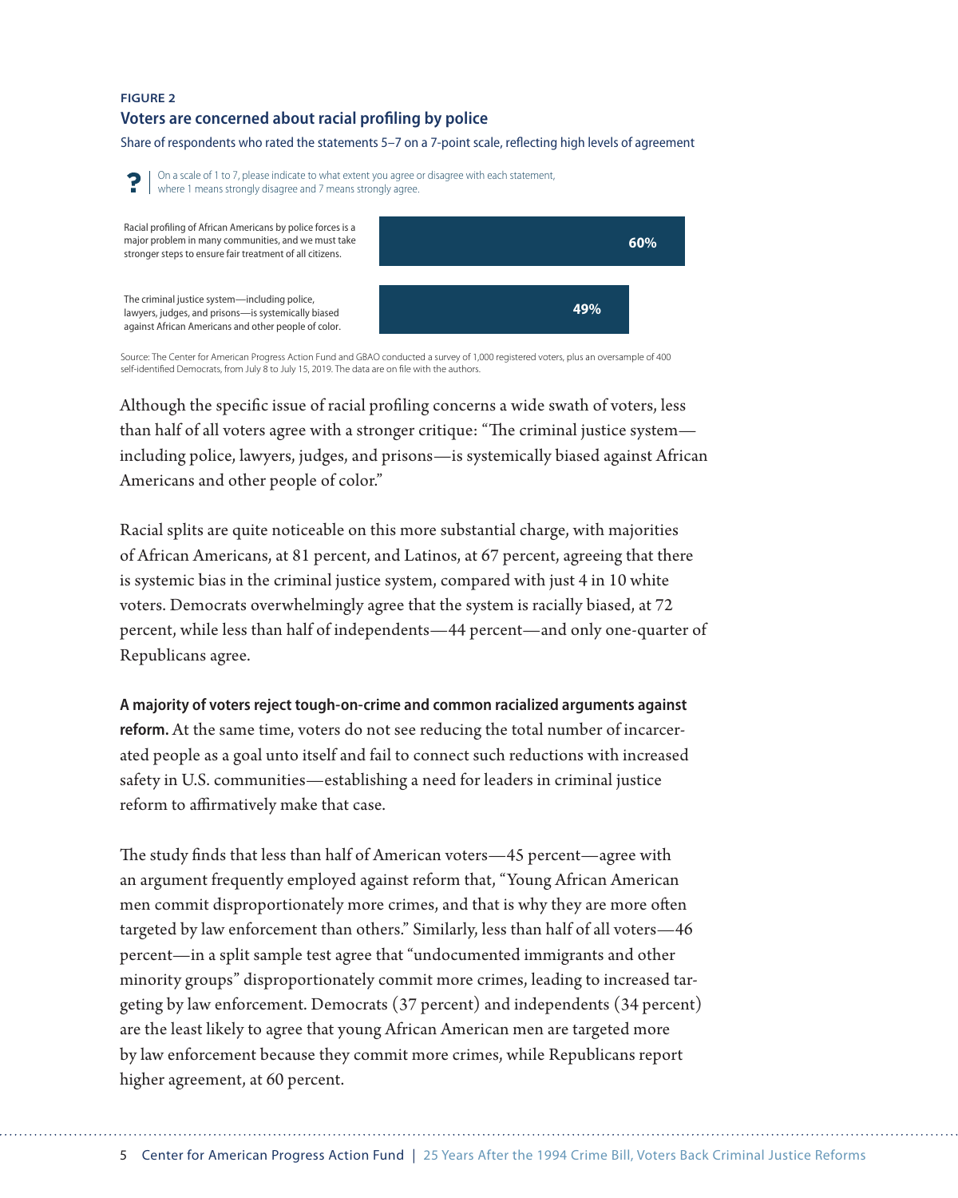**FIGURE 2**

**Voters are concerned about racial profiling by police**

Share of respondents who rated the statements 5–7 on a 7-point scale, reflecting high levels of agreement

On a scale of 1 to 7, please indicate to what extent you agree or disagree with each statement, where 1 means strongly disagree and 7 means strongly agree.

| Statement | Share |
|---|---|
| Racial profiling of African Americans by police forces is a major problem in many communities, and we must take stronger steps to ensure fair treatment of all citizens. | 60% |
| The criminal justice system—including police, lawyers, judges, and prisons—is systemically biased against African Americans and other people of color. | 49% |

Source: The Center for American Progress Action Fund and GBAO conducted a survey of 1,000 registered voters, plus an oversample of 400 self-identified Democrats, from July 8 to July 15, 2019. The data are on file with the authors.

Although the specific issue of racial profiling concerns a wide swath of voters, less than half of all voters agree with a stronger critique: "The criminal justice system—including police, lawyers, judges, and prisons—is systemically biased against African Americans and other people of color."

Racial splits are quite noticeable on this more substantial charge, with majorities of African Americans, at 81 percent, and Latinos, at 67 percent, agreeing that there is systemic bias in the criminal justice system, compared with just 4 in 10 white voters. Democrats overwhelmingly agree that the system is racially biased, at 72 percent, while less than half of independents—44 percent—and only one-quarter of Republicans agree.

**A majority of voters reject tough-on-crime and common racialized arguments against reform.** At the same time, voters do not see reducing the total number of incarcerated people as a goal unto itself and fail to connect such reductions with increased safety in U.S. communities—establishing a need for leaders in criminal justice reform to affirmatively make that case.

The study finds that less than half of American voters—45 percent—agree with an argument frequently employed against reform that, "Young African American men commit disproportionately more crimes, and that is why they are more often targeted by law enforcement than others." Similarly, less than half of all voters—46 percent—in a split sample test agree that "undocumented immigrants and other minority groups" disproportionately commit more crimes, leading to increased targeting by law enforcement. Democrats (37 percent) and independents (34 percent) are the least likely to agree that young African American men are targeted more by law enforcement because they commit more crimes, while Republicans report higher agreement, at 60 percent.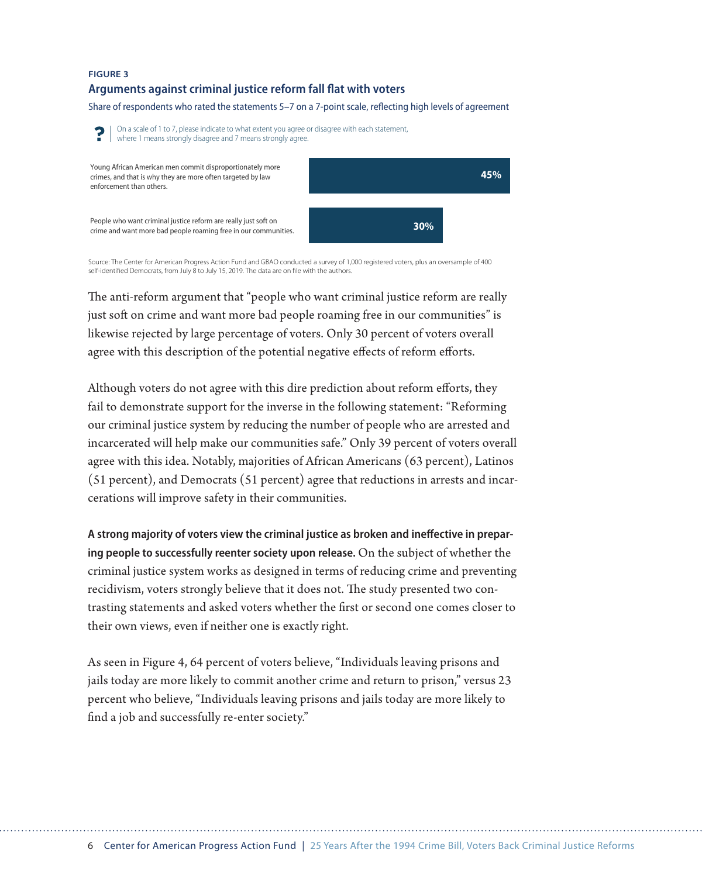**FIGURE 3**

**Arguments against criminal justice reform fall flat with voters**

Share of respondents who rated the statements 5–7 on a 7-point scale, reflecting high levels of agreement

? On a scale of 1 to 7, please indicate to what extent you agree or disagree with each statement, where 1 means strongly disagree and 7 means strongly agree.

| Statement | Share |
| --- | --- |
| Young African American men commit disproportionately more crimes, and that is why they are more often targeted by law enforcement than others. | 45% |
| People who want criminal justice reform are really just soft on crime and want more bad people roaming free in our communities. | 30% |

Source: The Center for American Progress Action Fund and GBAO conducted a survey of 1,000 registered voters, plus an oversample of 400 self-identified Democrats, from July 8 to July 15, 2019. The data are on file with the authors.

The anti-reform argument that "people who want criminal justice reform are really just soft on crime and want more bad people roaming free in our communities" is likewise rejected by large percentage of voters. Only 30 percent of voters overall agree with this description of the potential negative effects of reform efforts.

Although voters do not agree with this dire prediction about reform efforts, they fail to demonstrate support for the inverse in the following statement: "Reforming our criminal justice system by reducing the number of people who are arrested and incarcerated will help make our communities safe." Only 39 percent of voters overall agree with this idea. Notably, majorities of African Americans (63 percent), Latinos (51 percent), and Democrats (51 percent) agree that reductions in arrests and incarcerations will improve safety in their communities.

**A strong majority of voters view the criminal justice as broken and ineffective in preparing people to successfully reenter society upon release.** On the subject of whether the criminal justice system works as designed in terms of reducing crime and preventing recidivism, voters strongly believe that it does not. The study presented two contrasting statements and asked voters whether the first or second one comes closer to their own views, even if neither one is exactly right.

As seen in Figure 4, 64 percent of voters believe, "Individuals leaving prisons and jails today are more likely to commit another crime and return to prison," versus 23 percent who believe, "Individuals leaving prisons and jails today are more likely to find a job and successfully re-enter society."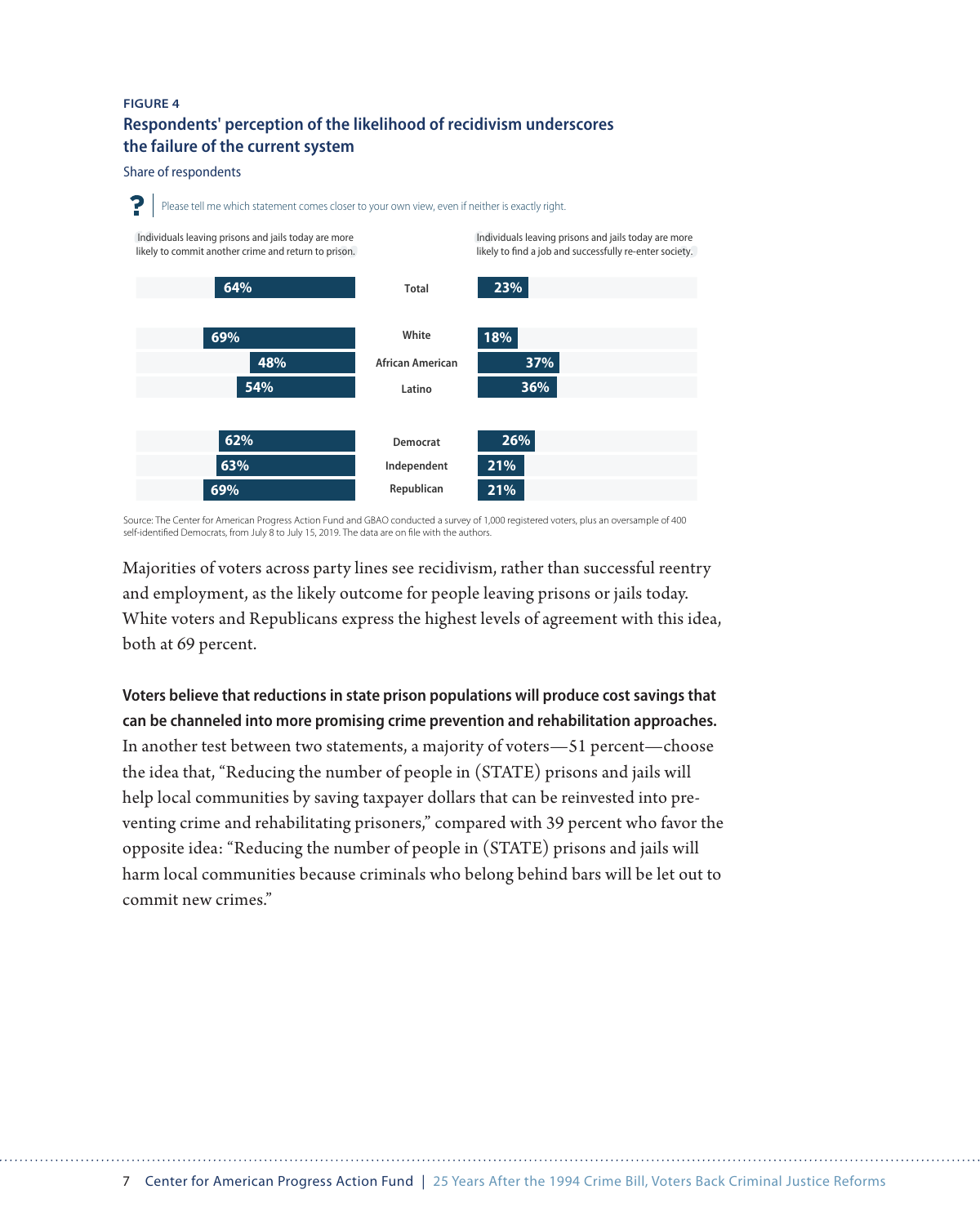FIGURE 4

**Respondents' perception of the likelihood of recidivism underscores the failure of the current system**

Share of respondents

Please tell me which statement comes closer to your own view, even if neither is exactly right.

| Individuals leaving prisons and jails today are more likely to commit another crime and return to prison. | | Individuals leaving prisons and jails today are more likely to find a job and successfully re-enter society. |
|---|---|---|
| 64% | **Total** | 23% |
| 69% | **White** | 18% |
| 48% | **African American** | 37% |
| 54% | **Latino** | 36% |
| 62% | **Democrat** | 26% |
| 63% | **Independent** | 21% |
| 69% | **Republican** | 21% |

Source: The Center for American Progress Action Fund and GBAO conducted a survey of 1,000 registered voters, plus an oversample of 400 self-identified Democrats, from July 8 to July 15, 2019. The data are on file with the authors.

Majorities of voters across party lines see recidivism, rather than successful reentry and employment, as the likely outcome for people leaving prisons or jails today. White voters and Republicans express the highest levels of agreement with this idea, both at 69 percent.

**Voters believe that reductions in state prison populations will produce cost savings that can be channeled into more promising crime prevention and rehabilitation approaches.** In another test between two statements, a majority of voters—51 percent—choose the idea that, "Reducing the number of people in (STATE) prisons and jails will help local communities by saving taxpayer dollars that can be reinvested into preventing crime and rehabilitating prisoners," compared with 39 percent who favor the opposite idea: "Reducing the number of people in (STATE) prisons and jails will harm local communities because criminals who belong behind bars will be let out to commit new crimes."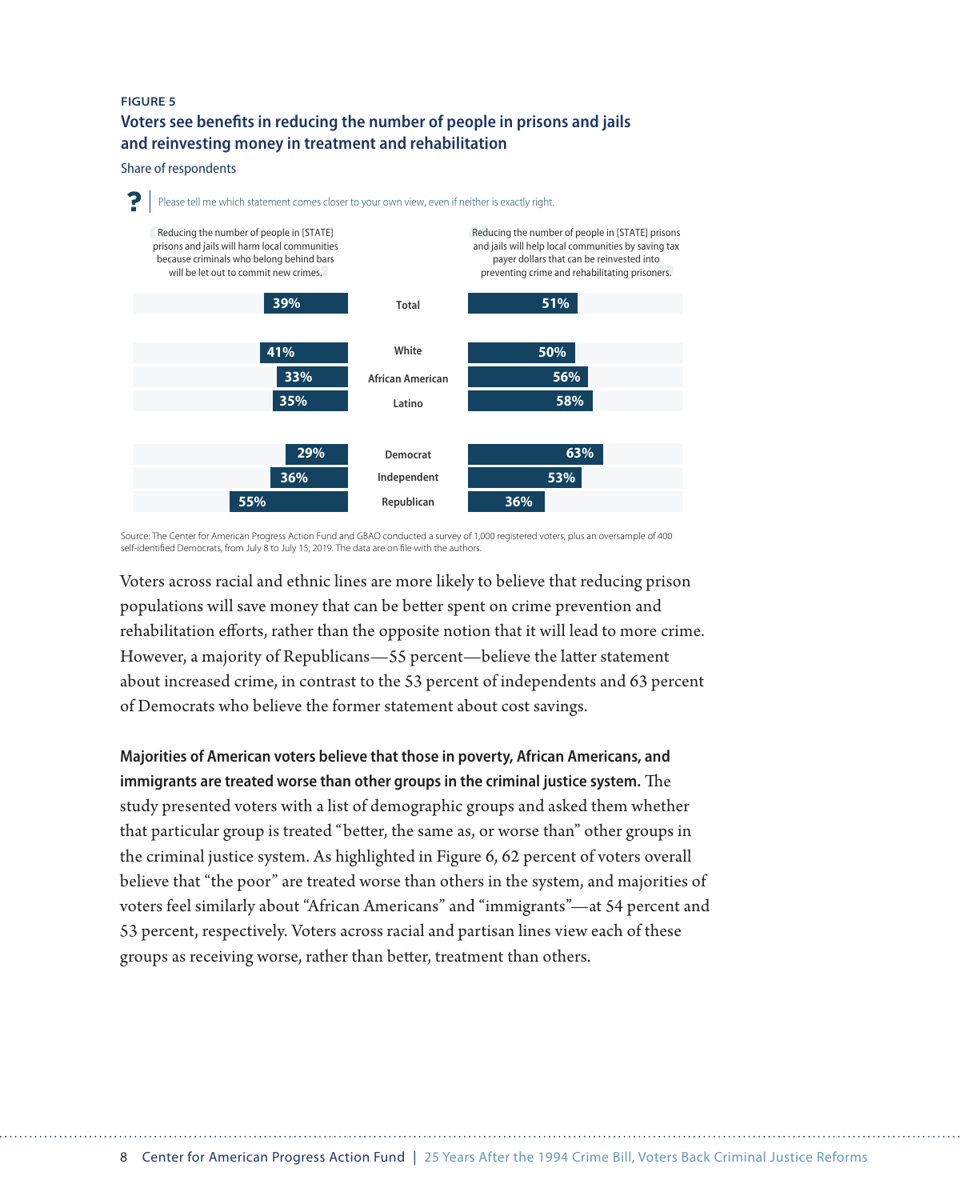FIGURE 5

## Voters see benefits in reducing the number of people in prisons and jails and reinvesting money in treatment and rehabilitation

Share of respondents

Please tell me which statement comes closer to your own view, even if neither is exactly right.

| Reducing the number of people in [STATE] prisons and jails will harm local communities because criminals who belong behind bars will be let out to commit new crimes. | | Reducing the number of people in [STATE] prisons and jails will help local communities by saving tax payer dollars that can be reinvested into preventing crime and rehabilitating prisoners. |
|---|---|---|
| 39% | Total | 51% |
| 41% | White | 50% |
| 33% | African American | 56% |
| 35% | Latino | 58% |
| 29% | Democrat | 63% |
| 36% | Independent | 53% |
| 55% | Republican | 36% |

Source: The Center for American Progress Action Fund and GBAO conducted a survey of 1,000 registered voters, plus an oversample of 400 self-identified Democrats, from July 8 to July 15, 2019. The data are on file with the authors.

Voters across racial and ethnic lines are more likely to believe that reducing prison populations will save money that can be better spent on crime prevention and rehabilitation efforts, rather than the opposite notion that it will lead to more crime. However, a majority of Republicans—55 percent—believe the latter statement about increased crime, in contrast to the 53 percent of independents and 63 percent of Democrats who believe the former statement about cost savings.

**Majorities of American voters believe that those in poverty, African Americans, and immigrants are treated worse than other groups in the criminal justice system.** The study presented voters with a list of demographic groups and asked them whether that particular group is treated "better, the same as, or worse than" other groups in the criminal justice system. As highlighted in Figure 6, 62 percent of voters overall believe that "the poor" are treated worse than others in the system, and majorities of voters feel similarly about "African Americans" and "immigrants"—at 54 percent and 53 percent, respectively. Voters across racial and partisan lines view each of these groups as receiving worse, rather than better, treatment than others.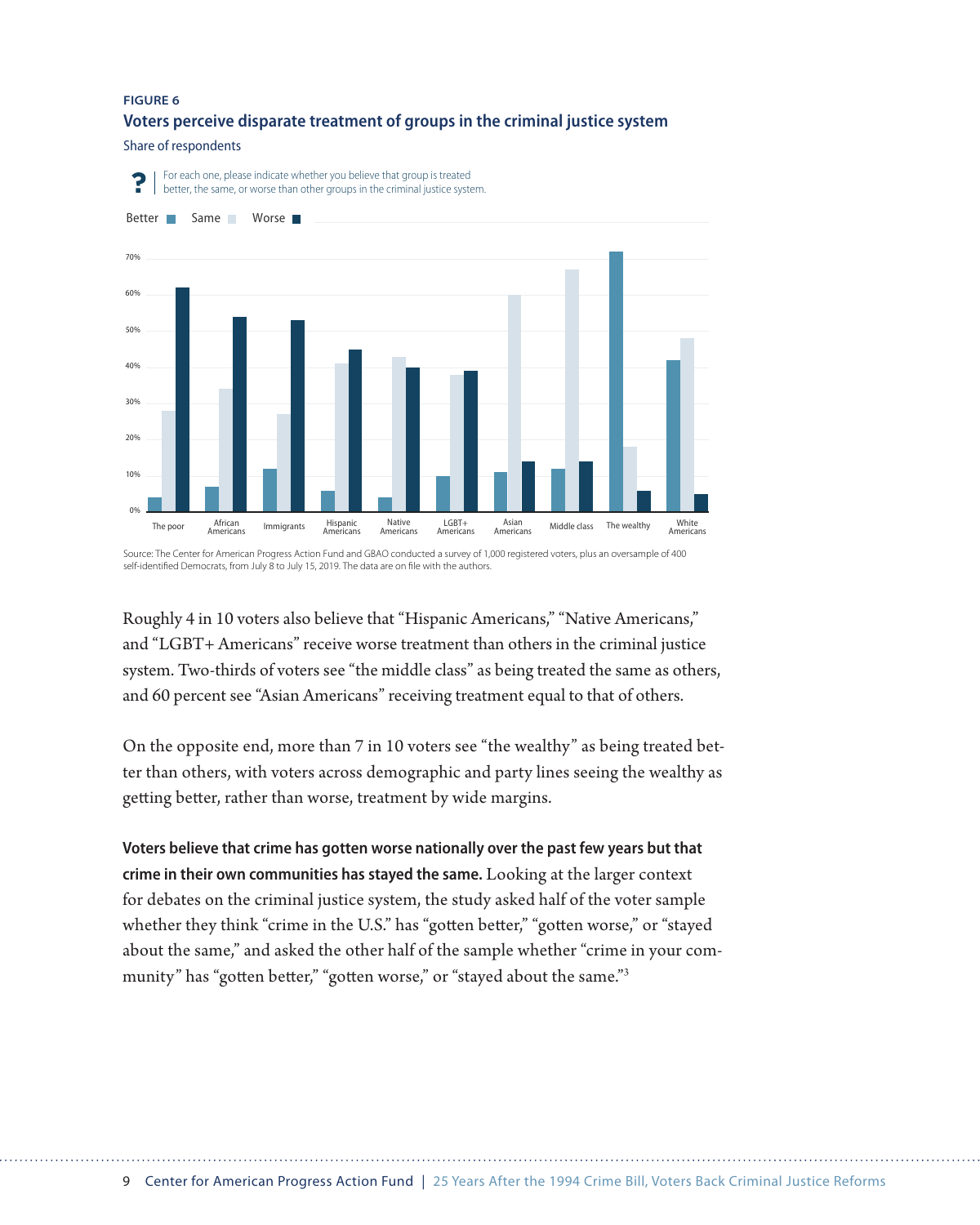**FIGURE 6**

**Voters perceive disparate treatment of groups in the criminal justice system**

Share of respondents

For each one, please indicate whether you believe that group is treated better, the same, or worse than other groups in the criminal justice system.

Better | Same | Worse

Source: The Center for American Progress Action Fund and GBAO conducted a survey of 1,000 registered voters, plus an oversample of 400 self-identified Democrats, from July 8 to July 15, 2019. The data are on file with the authors.

Roughly 4 in 10 voters also believe that "Hispanic Americans," "Native Americans," and "LGBT+ Americans" receive worse treatment than others in the criminal justice system. Two-thirds of voters see "the middle class" as being treated the same as others, and 60 percent see "Asian Americans" receiving treatment equal to that of others.

On the opposite end, more than 7 in 10 voters see "the wealthy" as being treated better than others, with voters across demographic and party lines seeing the wealthy as getting better, rather than worse, treatment by wide margins.

**Voters believe that crime has gotten worse nationally over the past few years but that crime in their own communities has stayed the same.** Looking at the larger context for debates on the criminal justice system, the study asked half of the voter sample whether they think "crime in the U.S." has "gotten better," "gotten worse," or "stayed about the same," and asked the other half of the sample whether "crime in your community" has "gotten better," "gotten worse," or "stayed about the same."[3]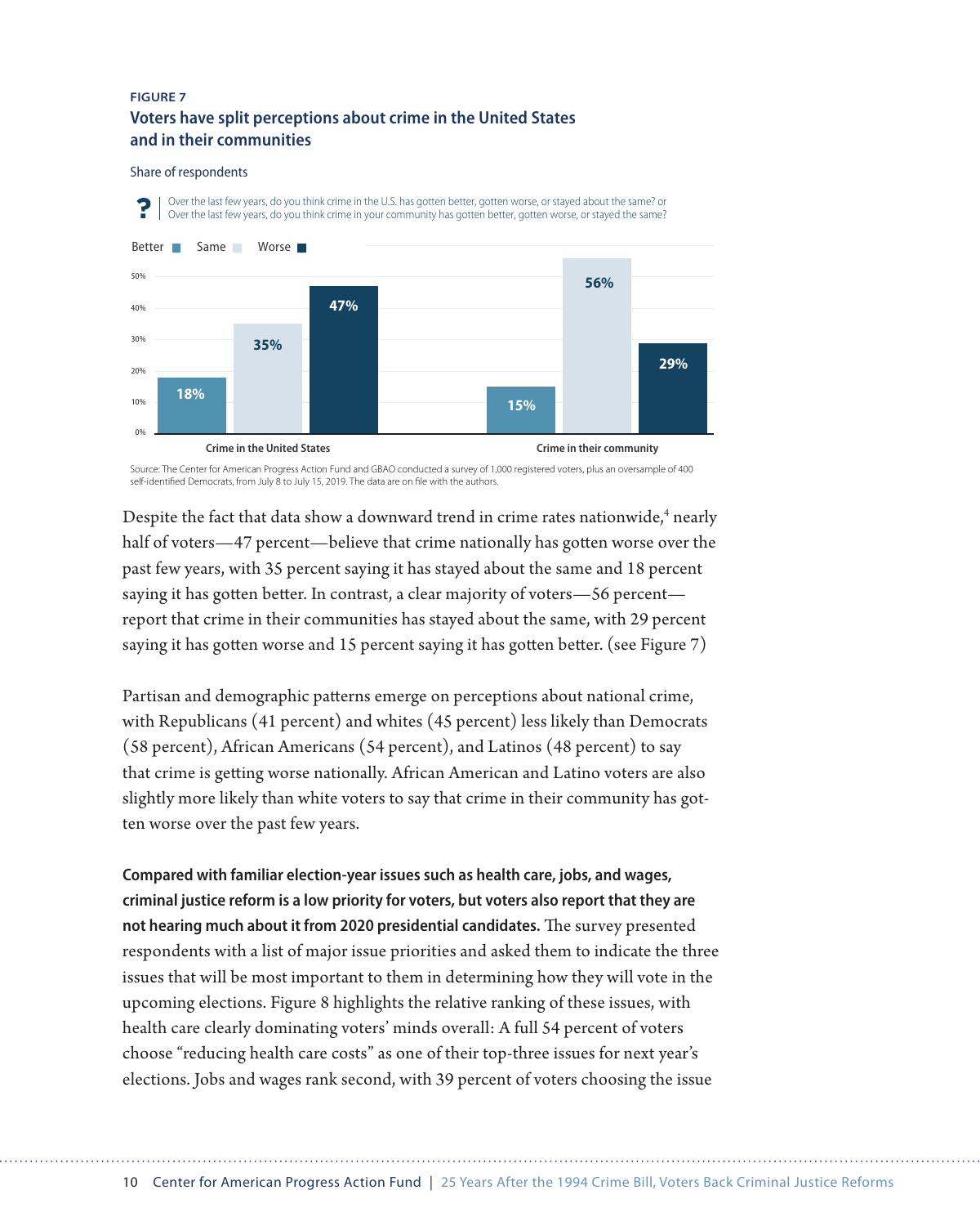FIGURE 7

### Voters have split perceptions about crime in the United States and in their communities

Share of respondents

? | Over the last few years, do you think crime in the U.S. has gotten better, gotten worse, or stayed about the same? or Over the last few years, do you think crime in your community has gotten better, gotten worse, or stayed the same?

| | Better | Same | Worse |
|---|---|---|---|
| Crime in the United States | 18% | 35% | 47% |
| Crime in their community | 15% | 56% | 29% |

Source: The Center for American Progress Action Fund and GBAO conducted a survey of 1,000 registered voters, plus an oversample of 400 self-identified Democrats, from July 8 to July 15, 2019. The data are on file with the authors.

Despite the fact that data show a downward trend in crime rates nationwide,[4] nearly half of voters—47 percent—believe that crime nationally has gotten worse over the past few years, with 35 percent saying it has stayed about the same and 18 percent saying it has gotten better. In contrast, a clear majority of voters—56 percent—report that crime in their communities has stayed about the same, with 29 percent saying it has gotten worse and 15 percent saying it has gotten better. (see Figure 7)

Partisan and demographic patterns emerge on perceptions about national crime, with Republicans (41 percent) and whites (45 percent) less likely than Democrats (58 percent), African Americans (54 percent), and Latinos (48 percent) to say that crime is getting worse nationally. African American and Latino voters are also slightly more likely than white voters to say that crime in their community has gotten worse over the past few years.

**Compared with familiar election-year issues such as health care, jobs, and wages, criminal justice reform is a low priority for voters, but voters also report that they are not hearing much about it from 2020 presidential candidates.** The survey presented respondents with a list of major issue priorities and asked them to indicate the three issues that will be most important to them in determining how they will vote in the upcoming elections. Figure 8 highlights the relative ranking of these issues, with health care clearly dominating voters' minds overall: A full 54 percent of voters choose "reducing health care costs" as one of their top-three issues for next year's elections. Jobs and wages rank second, with 39 percent of voters choosing the issue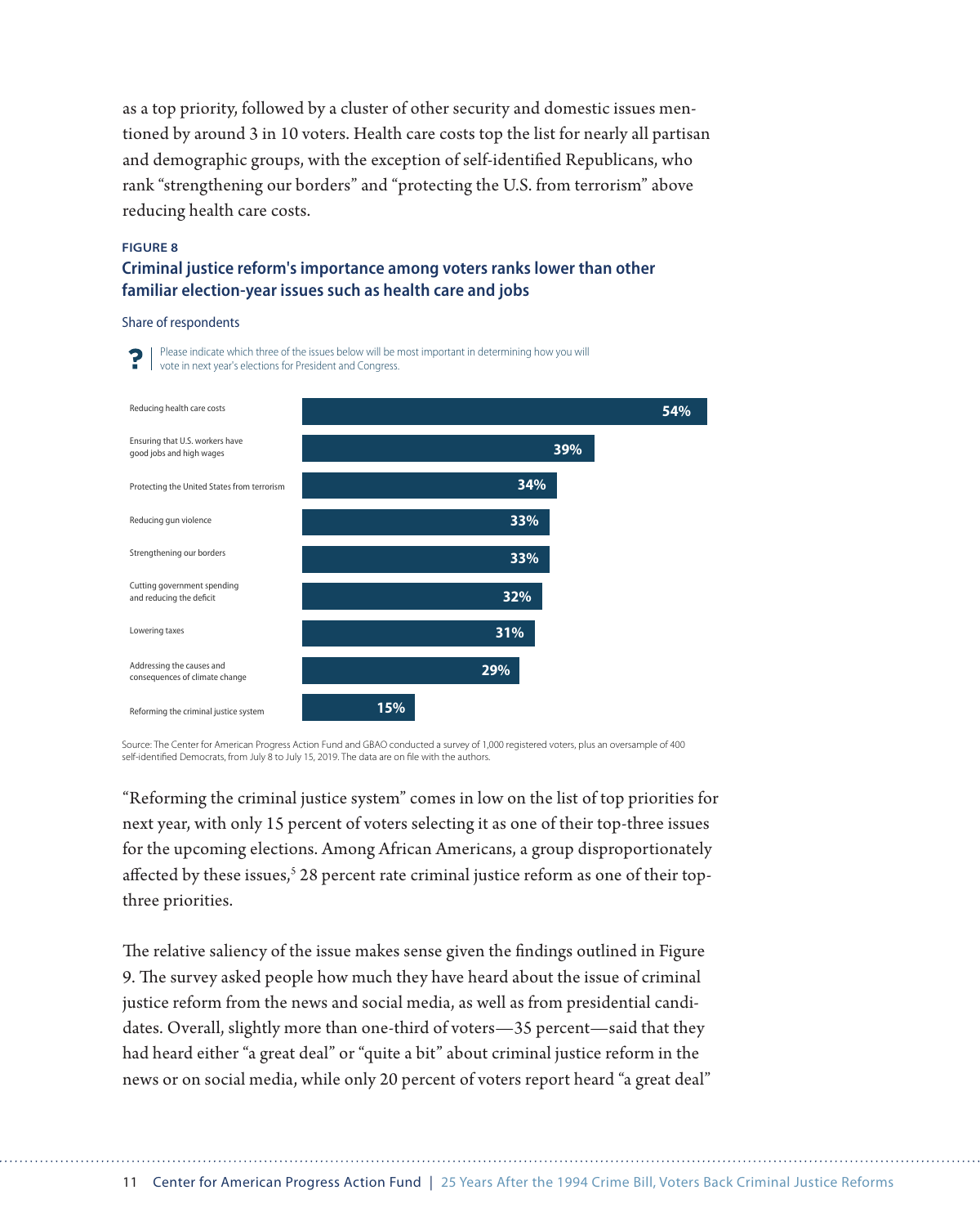as a top priority, followed by a cluster of other security and domestic issues mentioned by around 3 in 10 voters. Health care costs top the list for nearly all partisan and demographic groups, with the exception of self-identified Republicans, who rank "strengthening our borders" and "protecting the U.S. from terrorism" above reducing health care costs.

**FIGURE 8**

### Criminal justice reform's importance among voters ranks lower than other familiar election-year issues such as health care and jobs

Share of respondents

? | Please indicate which three of the issues below will be most important in determining how you will vote in next year's elections for President and Congress.

| Issue | Share |
|---|---|
| Reducing health care costs | 54% |
| Ensuring that U.S. workers have good jobs and high wages | 39% |
| Protecting the United States from terrorism | 34% |
| Reducing gun violence | 33% |
| Strengthening our borders | 33% |
| Cutting government spending and reducing the deficit | 32% |
| Lowering taxes | 31% |
| Addressing the causes and consequences of climate change | 29% |
| Reforming the criminal justice system | 15% |

Source: The Center for American Progress Action Fund and GBAO conducted a survey of 1,000 registered voters, plus an oversample of 400 self-identified Democrats, from July 8 to July 15, 2019. The data are on file with the authors.

"Reforming the criminal justice system" comes in low on the list of top priorities for next year, with only 15 percent of voters selecting it as one of their top-three issues for the upcoming elections. Among African Americans, a group disproportionately affected by these issues,[5] 28 percent rate criminal justice reform as one of their top-three priorities.

The relative saliency of the issue makes sense given the findings outlined in Figure 9. The survey asked people how much they have heard about the issue of criminal justice reform from the news and social media, as well as from presidential candidates. Overall, slightly more than one-third of voters—35 percent—said that they had heard either "a great deal" or "quite a bit" about criminal justice reform in the news or on social media, while only 20 percent of voters report heard "a great deal"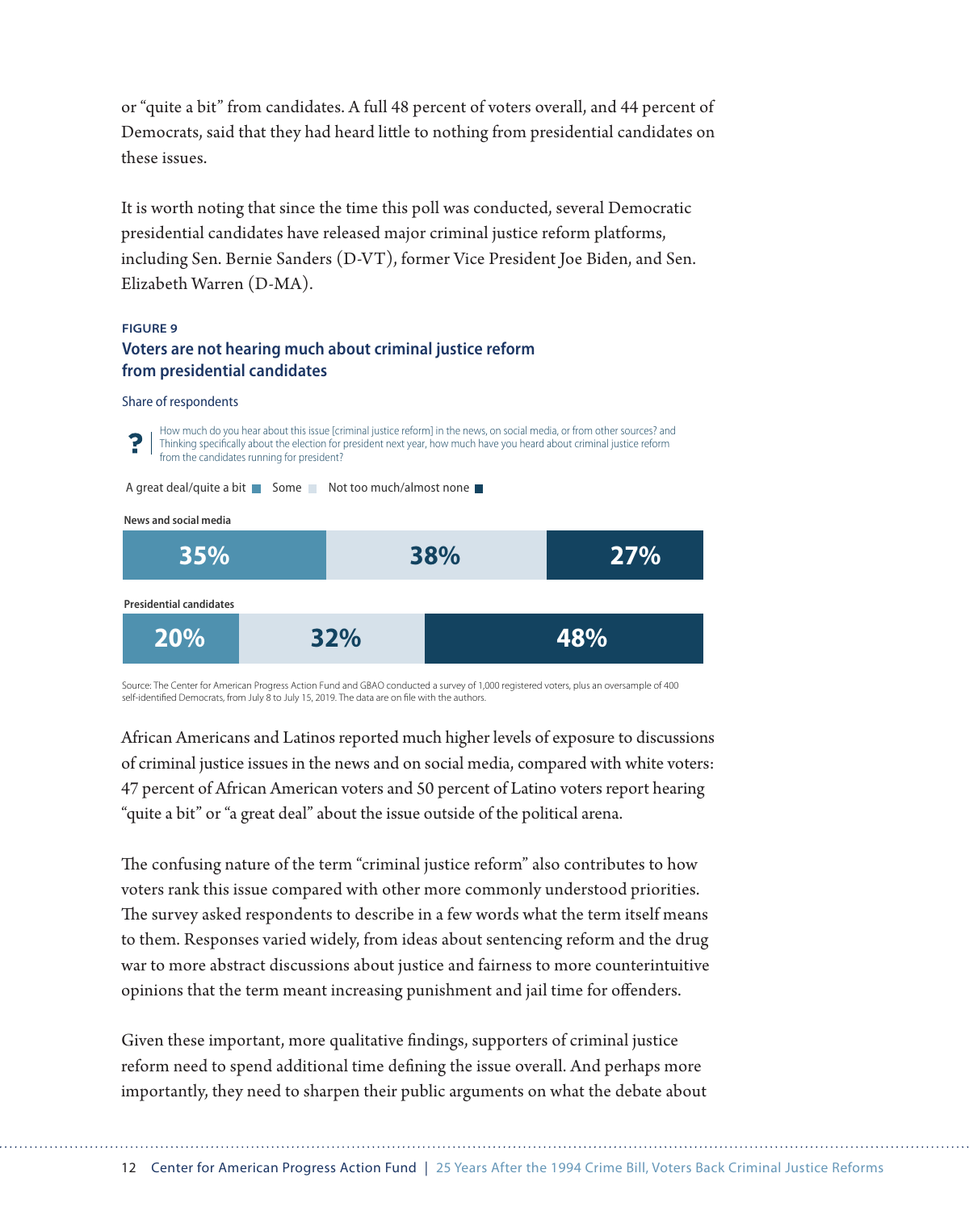or "quite a bit" from candidates. A full 48 percent of voters overall, and 44 percent of Democrats, said that they had heard little to nothing from presidential candidates on these issues.

It is worth noting that since the time this poll was conducted, several Democratic presidential candidates have released major criminal justice reform platforms, including Sen. Bernie Sanders (D-VT), former Vice President Joe Biden, and Sen. Elizabeth Warren (D-MA).

**FIGURE 9**

**Voters are not hearing much about criminal justice reform from presidential candidates**

Share of respondents

? How much do you hear about this issue [criminal justice reform] in the news, on social media, or from other sources? and Thinking specifically about the election for president next year, how much have you heard about criminal justice reform from the candidates running for president?

| | A great deal/quite a bit | Some | Not too much/almost none |
|---|---|---|---|
| News and social media | 35% | 38% | 27% |
| Presidential candidates | 20% | 32% | 48% |

Source: The Center for American Progress Action Fund and GBAO conducted a survey of 1,000 registered voters, plus an oversample of 400 self-identified Democrats, from July 8 to July 15, 2019. The data are on file with the authors.

African Americans and Latinos reported much higher levels of exposure to discussions of criminal justice issues in the news and on social media, compared with white voters: 47 percent of African American voters and 50 percent of Latino voters report hearing "quite a bit" or "a great deal" about the issue outside of the political arena.

The confusing nature of the term "criminal justice reform" also contributes to how voters rank this issue compared with other more commonly understood priorities. The survey asked respondents to describe in a few words what the term itself means to them. Responses varied widely, from ideas about sentencing reform and the drug war to more abstract discussions about justice and fairness to more counterintuitive opinions that the term meant increasing punishment and jail time for offenders.

Given these important, more qualitative findings, supporters of criminal justice reform need to spend additional time defining the issue overall. And perhaps more importantly, they need to sharpen their public arguments on what the debate about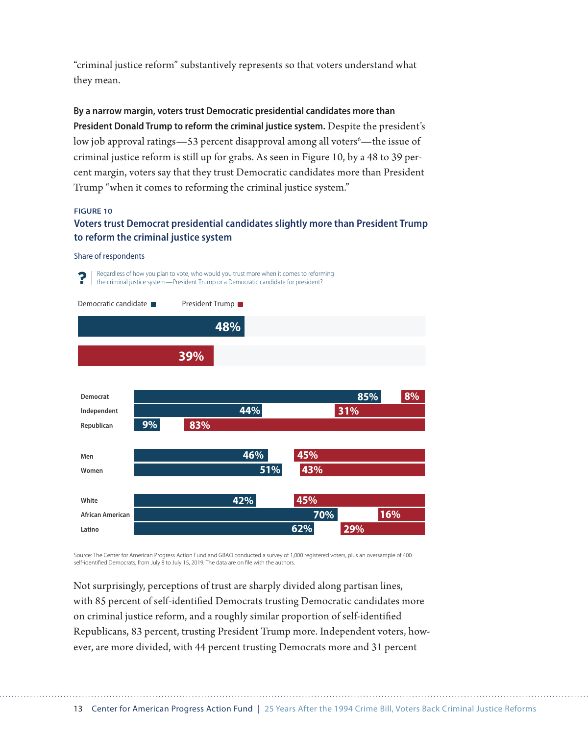"criminal justice reform" substantively represents so that voters understand what they mean.

**By a narrow margin, voters trust Democratic presidential candidates more than President Donald Trump to reform the criminal justice system.** Despite the president's low job approval ratings—53 percent disapproval among all voters[6]—the issue of criminal justice reform is still up for grabs. As seen in Figure 10, by a 48 to 39 percent margin, voters say that they trust Democratic candidates more than President Trump "when it comes to reforming the criminal justice system."

FIGURE 10

**Voters trust Democrat presidential candidates slightly more than President Trump to reform the criminal justice system**

Share of respondents

? | Regardless of how you plan to vote, who would you trust more when it comes to reforming the criminal justice system—President Trump or a Democratic candidate for president?

| | Democratic candidate | President Trump |
|---|---|---|
| All voters | 48% | 39% |
| Democrat | 85% | 8% |
| Independent | 44% | 31% |
| Republican | 9% | 83% |
| Men | 46% | 45% |
| Women | 51% | 43% |
| White | 42% | 45% |
| African American | 70% | 16% |
| Latino | 62% | 29% |

Source: The Center for American Progress Action Fund and GBAO conducted a survey of 1,000 registered voters, plus an oversample of 400 self-identified Democrats, from July 8 to July 15, 2019. The data are on file with the authors.

Not surprisingly, perceptions of trust are sharply divided along partisan lines, with 85 percent of self-identified Democrats trusting Democratic candidates more on criminal justice reform, and a roughly similar proportion of self-identified Republicans, 83 percent, trusting President Trump more. Independent voters, however, are more divided, with 44 percent trusting Democrats more and 31 percent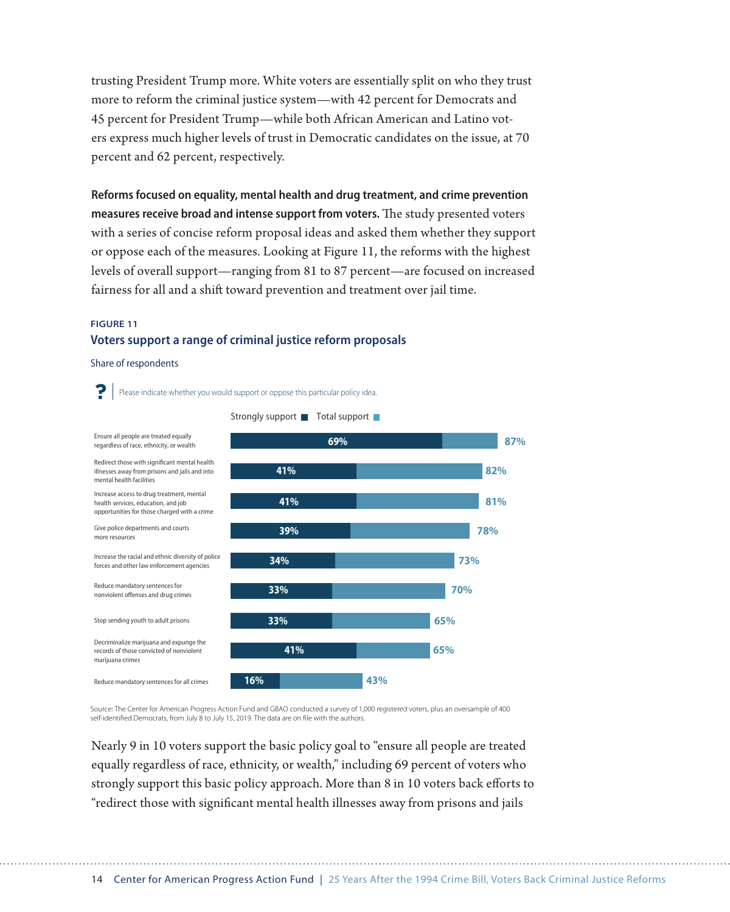trusting President Trump more. White voters are essentially split on who they trust more to reform the criminal justice system—with 42 percent for Democrats and 45 percent for President Trump—while both African American and Latino voters express much higher levels of trust in Democratic candidates on the issue, at 70 percent and 62 percent, respectively.

**Reforms focused on equality, mental health and drug treatment, and crime prevention measures receive broad and intense support from voters.** The study presented voters with a series of concise reform proposal ideas and asked them whether they support or oppose each of the measures. Looking at Figure 11, the reforms with the highest levels of overall support—ranging from 81 to 87 percent—are focused on increased fairness for all and a shift toward prevention and treatment over jail time.

FIGURE 11

**Voters support a range of criminal justice reform proposals**

Share of respondents

? Please indicate whether you would support or oppose this particular policy idea.

| Policy idea | Strongly support | Total support |
|---|---|---|
| Ensure all people are treated equally regardless of race, ethnicity, or wealth | 69% | 87% |
| Redirect those with significant mental health illnesses away from prisons and jails and into mental health facilities | 41% | 82% |
| Increase access to drug treatment, mental health services, education, and job opportunities for those charged with a crime | 41% | 81% |
| Give police departments and courts more resources | 39% | 78% |
| Increase the racial and ethnic diversity of police forces and other law enforcement agencies | 34% | 73% |
| Reduce mandatory sentences for nonviolent offenses and drug crimes | 33% | 70% |
| Stop sending youth to adult prisons | 33% | 65% |
| Decriminalize marijuana and expunge the records of those convicted of nonviolent marijuana crimes | 41% | 65% |
| Reduce mandatory sentences for all crimes | 16% | 43% |

Source: The Center for American Progress Action Fund and GBAO conducted a survey of 1,000 registered voters, plus an oversample of 400 self-identified Democrats, from July 8 to July 15, 2019. The data are on file with the authors.

Nearly 9 in 10 voters support the basic policy goal to "ensure all people are treated equally regardless of race, ethnicity, or wealth," including 69 percent of voters who strongly support this basic policy approach. More than 8 in 10 voters back efforts to "redirect those with significant mental health illnesses away from prisons and jails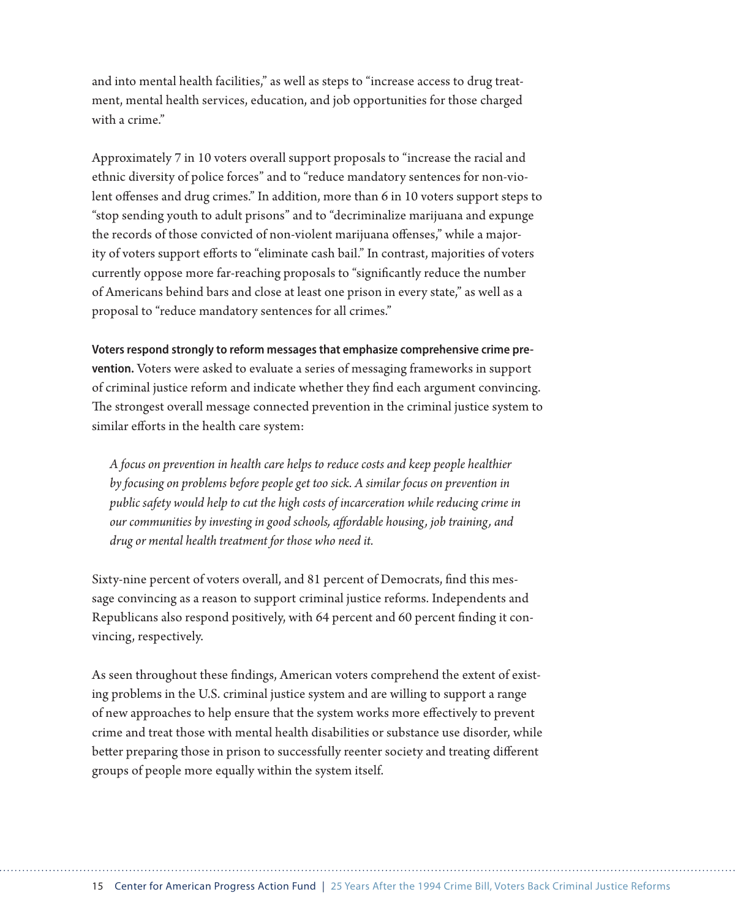and into mental health facilities," as well as steps to "increase access to drug treatment, mental health services, education, and job opportunities for those charged with a crime."

Approximately 7 in 10 voters overall support proposals to "increase the racial and ethnic diversity of police forces" and to "reduce mandatory sentences for non-violent offenses and drug crimes." In addition, more than 6 in 10 voters support steps to "stop sending youth to adult prisons" and to "decriminalize marijuana and expunge the records of those convicted of non-violent marijuana offenses," while a majority of voters support efforts to "eliminate cash bail." In contrast, majorities of voters currently oppose more far-reaching proposals to "significantly reduce the number of Americans behind bars and close at least one prison in every state," as well as a proposal to "reduce mandatory sentences for all crimes."

**Voters respond strongly to reform messages that emphasize comprehensive crime prevention.** Voters were asked to evaluate a series of messaging frameworks in support of criminal justice reform and indicate whether they find each argument convincing. The strongest overall message connected prevention in the criminal justice system to similar efforts in the health care system:

> *A focus on prevention in health care helps to reduce costs and keep people healthier by focusing on problems before people get too sick. A similar focus on prevention in public safety would help to cut the high costs of incarceration while reducing crime in our communities by investing in good schools, affordable housing, job training, and drug or mental health treatment for those who need it.*

Sixty-nine percent of voters overall, and 81 percent of Democrats, find this message convincing as a reason to support criminal justice reforms. Independents and Republicans also respond positively, with 64 percent and 60 percent finding it convincing, respectively.

As seen throughout these findings, American voters comprehend the extent of existing problems in the U.S. criminal justice system and are willing to support a range of new approaches to help ensure that the system works more effectively to prevent crime and treat those with mental health disabilities or substance use disorder, while better preparing those in prison to successfully reenter society and treating different groups of people more equally within the system itself.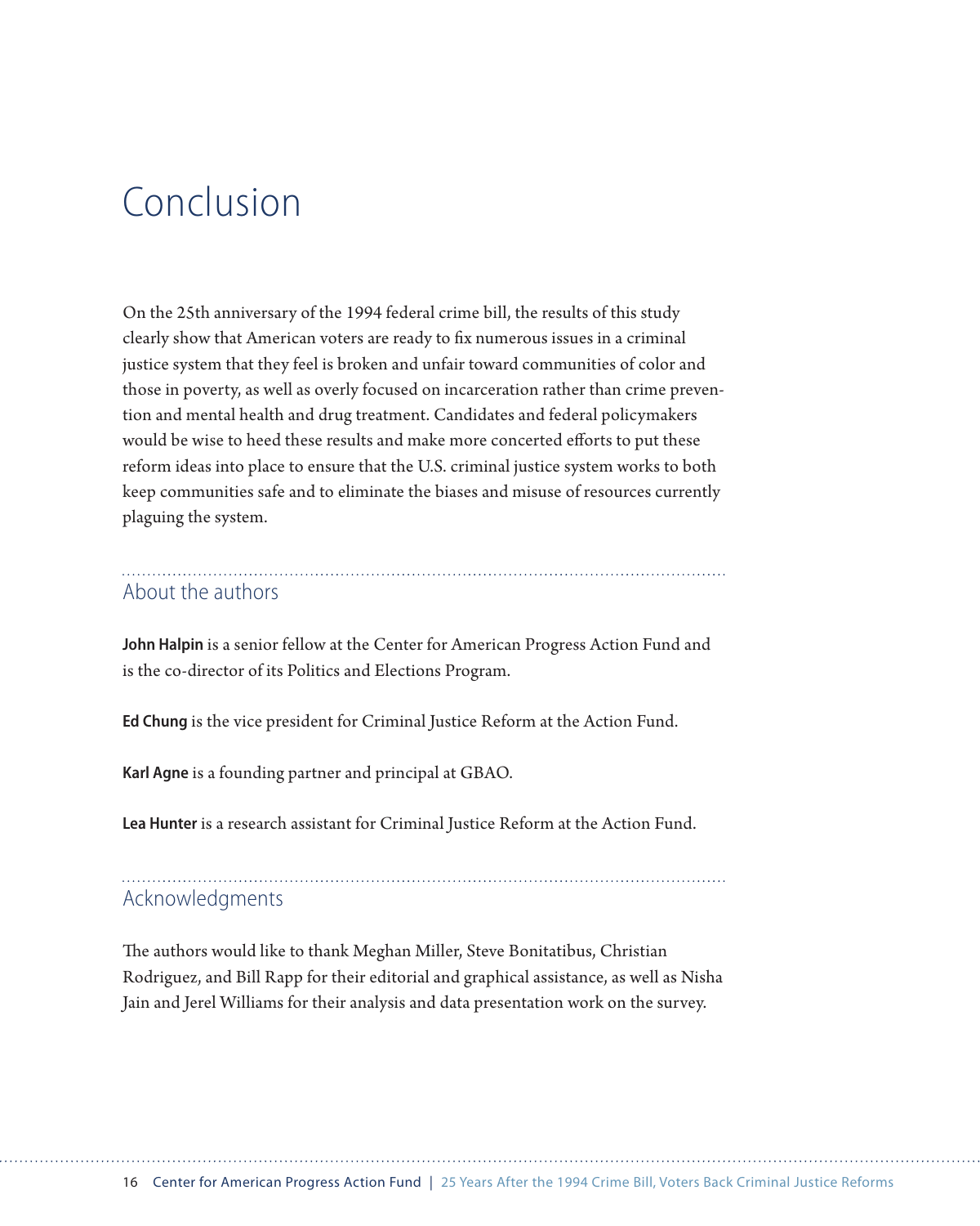# Conclusion

On the 25th anniversary of the 1994 federal crime bill, the results of this study clearly show that American voters are ready to fix numerous issues in a criminal justice system that they feel is broken and unfair toward communities of color and those in poverty, as well as overly focused on incarceration rather than crime prevention and mental health and drug treatment. Candidates and federal policymakers would be wise to heed these results and make more concerted efforts to put these reform ideas into place to ensure that the U.S. criminal justice system works to both keep communities safe and to eliminate the biases and misuse of resources currently plaguing the system.

## About the authors

**John Halpin** is a senior fellow at the Center for American Progress Action Fund and is the co-director of its Politics and Elections Program.

**Ed Chung** is the vice president for Criminal Justice Reform at the Action Fund.

**Karl Agne** is a founding partner and principal at GBAO.

**Lea Hunter** is a research assistant for Criminal Justice Reform at the Action Fund.

## Acknowledgments

The authors would like to thank Meghan Miller, Steve Bonitatibus, Christian Rodriguez, and Bill Rapp for their editorial and graphical assistance, as well as Nisha Jain and Jerel Williams for their analysis and data presentation work on the survey.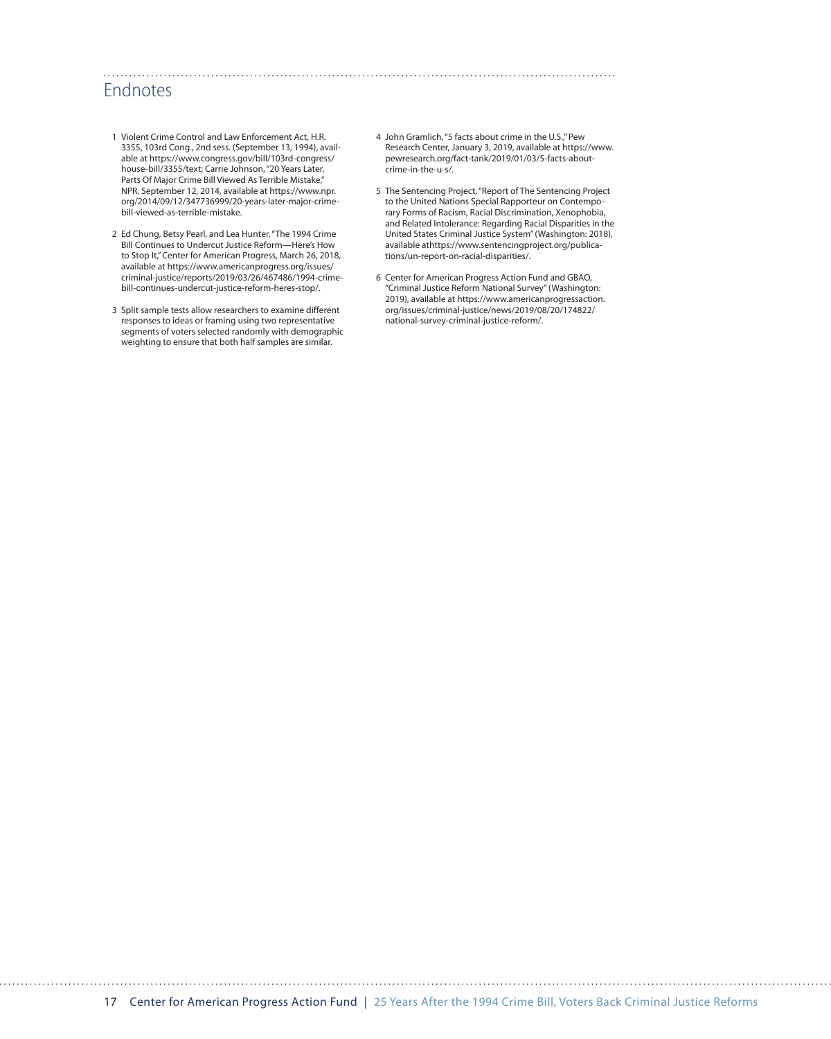## Endnotes

1. Violent Crime Control and Law Enforcement Act, H.R. 3355, 103rd Cong., 2nd sess. (September 13, 1994), available at https://www.congress.gov/bill/103rd-congress/house-bill/3355/text; Carrie Johnson, "20 Years Later, Parts Of Major Crime Bill Viewed As Terrible Mistake," NPR, September 12, 2014, available at https://www.npr.org/2014/09/12/347736999/20-years-later-major-crime-bill-viewed-as-terrible-mistake.

2. Ed Chung, Betsy Pearl, and Lea Hunter, "The 1994 Crime Bill Continues to Undercut Justice Reform—Here's How to Stop It," Center for American Progress, March 26, 2018, available at https://www.americanprogress.org/issues/criminal-justice/reports/2019/03/26/467486/1994-crime-bill-continues-undercut-justice-reform-heres-stop/.

3. Split sample tests allow researchers to examine different responses to ideas or framing using two representative segments of voters selected randomly with demographic weighting to ensure that both half samples are similar.

4. John Gramlich, "5 facts about crime in the U.S.," Pew Research Center, January 3, 2019, available at https://www.pewresearch.org/fact-tank/2019/01/03/5-facts-about-crime-in-the-u-s/.

5. The Sentencing Project, "Report of The Sentencing Project to the United Nations Special Rapporteur on Contemporary Forms of Racism, Racial Discrimination, Xenophobia, and Related Intolerance: Regarding Racial Disparities in the United States Criminal Justice System" (Washington: 2018), available athttps://www.sentencingproject.org/publications/un-report-on-racial-disparities/.

6. Center for American Progress Action Fund and GBAO, "Criminal Justice Reform National Survey" (Washington: 2019), available at https://www.americanprogressaction.org/issues/criminal-justice/news/2019/08/20/174822/national-survey-criminal-justice-reform/.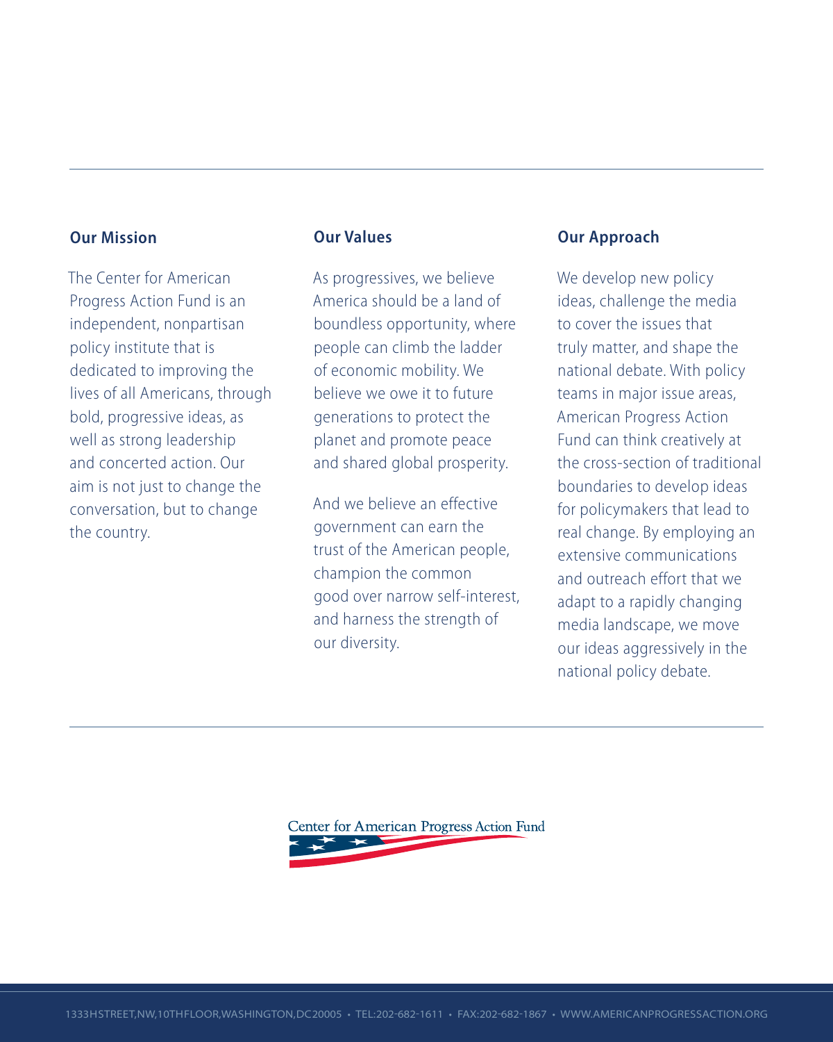## Our Mission

The Center for American Progress Action Fund is an independent, nonpartisan policy institute that is dedicated to improving the lives of all Americans, through bold, progressive ideas, as well as strong leadership and concerted action. Our aim is not just to change the conversation, but to change the country.

## Our Values

As progressives, we believe America should be a land of boundless opportunity, where people can climb the ladder of economic mobility. We believe we owe it to future generations to protect the planet and promote peace and shared global prosperity.

And we believe an effective government can earn the trust of the American people, champion the common good over narrow self-interest, and harness the strength of our diversity.

## Our Approach

We develop new policy ideas, challenge the media to cover the issues that truly matter, and shape the national debate. With policy teams in major issue areas, American Progress Action Fund can think creatively at the cross-section of traditional boundaries to develop ideas for policymakers that lead to real change. By employing an extensive communications and outreach effort that we adapt to a rapidly changing media landscape, we move our ideas aggressively in the national policy debate.

Center for American Progress Action Fund

1333 H STREET, NW, 10TH FLOOR, WASHINGTON, DC 20005 • TEL: 202-682-1611 • FAX: 202-682-1867 • WWW.AMERICANPROGRESSACTION.ORG